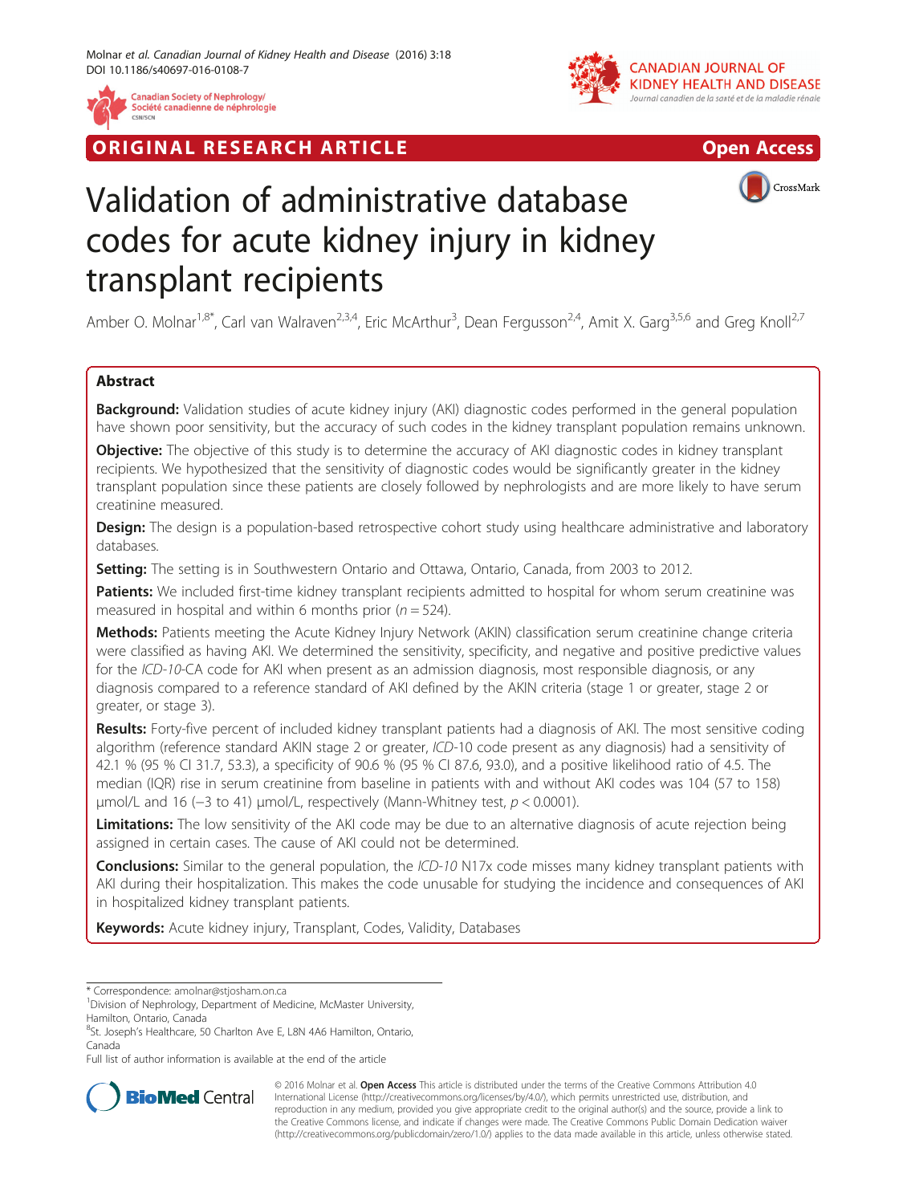ORIGINAL RESEARCH ARTICLE

Open Access

# Validation of administrative database codes for acute kidney injury in kidney transplant recipients

Amber O. Molnar[1,8*], Carl van Walraven[2,3,4], Eric McArthur[3], Dean Fergusson[2,4], Amit X. Garg[3,5,6] and Greg Knoll[2,7]

## Abstract

**Background:** Validation studies of acute kidney injury (AKI) diagnostic codes performed in the general population have shown poor sensitivity, but the accuracy of such codes in the kidney transplant population remains unknown.

**Objective:** The objective of this study is to determine the accuracy of AKI diagnostic codes in kidney transplant recipients. We hypothesized that the sensitivity of diagnostic codes would be significantly greater in the kidney transplant population since these patients are closely followed by nephrologists and are more likely to have serum creatinine measured.

**Design:** The design is a population-based retrospective cohort study using healthcare administrative and laboratory databases.

**Setting:** The setting is in Southwestern Ontario and Ottawa, Ontario, Canada, from 2003 to 2012.

**Patients:** We included first-time kidney transplant recipients admitted to hospital for whom serum creatinine was measured in hospital and within 6 months prior ($n = 524$).

**Methods:** Patients meeting the Acute Kidney Injury Network (AKIN) classification serum creatinine change criteria were classified as having AKI. We determined the sensitivity, specificity, and negative and positive predictive values for the *ICD-10*-CA code for AKI when present as an admission diagnosis, most responsible diagnosis, or any diagnosis compared to a reference standard of AKI defined by the AKIN criteria (stage 1 or greater, stage 2 or greater, or stage 3).

**Results:** Forty-five percent of included kidney transplant patients had a diagnosis of AKI. The most sensitive coding algorithm (reference standard AKIN stage 2 or greater, *ICD-10* code present as any diagnosis) had a sensitivity of 42.1 % (95 % CI 31.7, 53.3), a specificity of 90.6 % (95 % CI 87.6, 93.0), and a positive likelihood ratio of 4.5. The median (IQR) rise in serum creatinine from baseline in patients with and without AKI codes was 104 (57 to 158) μmol/L and 16 (−3 to 41) μmol/L, respectively (Mann-Whitney test, $p < 0.0001$).

**Limitations:** The low sensitivity of the AKI code may be due to an alternative diagnosis of acute rejection being assigned in certain cases. The cause of AKI could not be determined.

**Conclusions:** Similar to the general population, the *ICD-10* N17x code misses many kidney transplant patients with AKI during their hospitalization. This makes the code unusable for studying the incidence and consequences of AKI in hospitalized kidney transplant patients.

**Keywords:** Acute kidney injury, Transplant, Codes, Validity, Databases

---

\* Correspondence: amolnar@stjosham.on.ca
[1]Division of Nephrology, Department of Medicine, McMaster University, Hamilton, Ontario, Canada
[8]St. Joseph's Healthcare, 50 Charlton Ave E, L8N 4A6 Hamilton, Ontario, Canada
Full list of author information is available at the end of the article

© 2016 Molnar et al. **Open Access** This article is distributed under the terms of the Creative Commons Attribution 4.0 International License (http://creativecommons.org/licenses/by/4.0/), which permits unrestricted use, distribution, and reproduction in any medium, provided you give appropriate credit to the original author(s) and the source, provide a link to the Creative Commons license, and indicate if changes were made. The Creative Commons Public Domain Dedication waiver (http://creativecommons.org/publicdomain/zero/1.0/) applies to the data made available in this article, unless otherwise stated.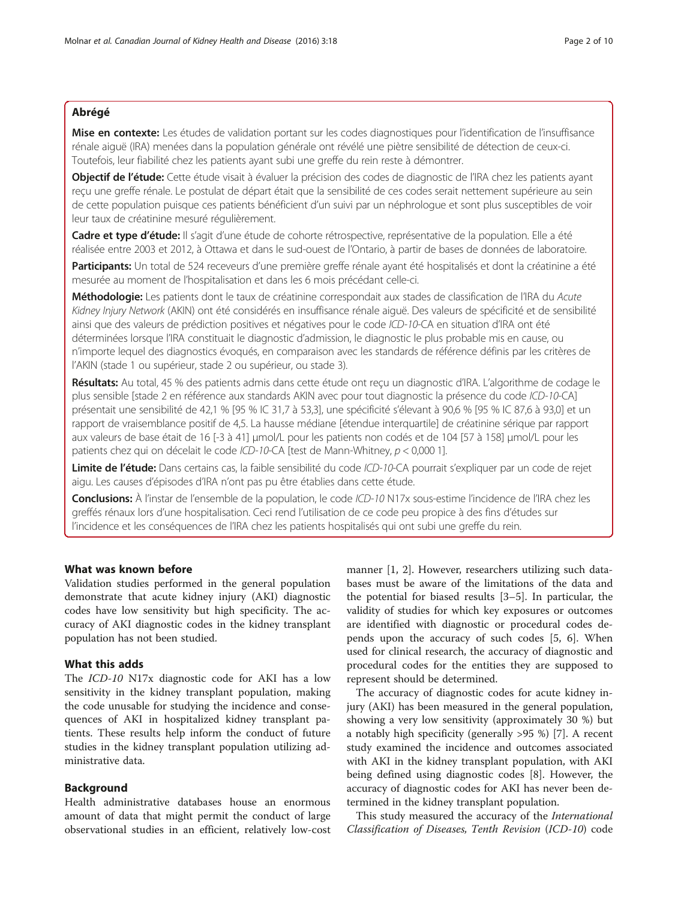## Abrégé

**Mise en contexte:** Les études de validation portant sur les codes diagnostiques pour l'identification de l'insuffisance rénale aiguë (IRA) menées dans la population générale ont révélé une piètre sensibilité de détection de ceux-ci. Toutefois, leur fiabilité chez les patients ayant subi une greffe du rein reste à démontrer.

**Objectif de l'étude:** Cette étude visait à évaluer la précision des codes de diagnostic de l'IRA chez les patients ayant reçu une greffe rénale. Le postulat de départ était que la sensibilité de ces codes serait nettement supérieure au sein de cette population puisque ces patients bénéficient d'un suivi par un néphrologue et sont plus susceptibles de voir leur taux de créatinine mesuré régulièrement.

**Cadre et type d'étude:** Il s'agit d'une étude de cohorte rétrospective, représentative de la population. Elle a été réalisée entre 2003 et 2012, à Ottawa et dans le sud-ouest de l'Ontario, à partir de bases de données de laboratoire.

**Participants:** Un total de 524 receveurs d'une première greffe rénale ayant été hospitalisés et dont la créatinine a été mesurée au moment de l'hospitalisation et dans les 6 mois précédant celle-ci.

**Méthodologie:** Les patients dont le taux de créatinine correspondait aux stades de classification de l'IRA du *Acute Kidney Injury Network* (AKIN) ont été considérés en insuffisance rénale aiguë. Des valeurs de spécificité et de sensibilité ainsi que des valeurs de prédiction positives et négatives pour le code *ICD-10*-CA en situation d'IRA ont été déterminées lorsque l'IRA constituait le diagnostic d'admission, le diagnostic le plus probable mis en cause, ou n'importe lequel des diagnostics évoqués, en comparaison avec les standards de référence définis par les critères de l'AKIN (stade 1 ou supérieur, stade 2 ou supérieur, ou stade 3).

**Résultats:** Au total, 45 % des patients admis dans cette étude ont reçu un diagnostic d'IRA. L'algorithme de codage le plus sensible [stade 2 en référence aux standards AKIN avec pour tout diagnostic la présence du code *ICD-10*-CA] présentait une sensibilité de 42,1 % [95 % IC 31,7 à 53,3], une spécificité s'élevant à 90,6 % [95 % IC 87,6 à 93,0] et un rapport de vraisemblance positif de 4,5. La hausse médiane [étendue interquartile] de créatinine sérique par rapport aux valeurs de base était de 16 [-3 à 41] µmol/L pour les patients non codés et de 104 [57 à 158] µmol/L pour les patients chez qui on décelait le code *ICD-10*-CA [test de Mann-Whitney, $p < 0,000\,1$].

**Limite de l'étude:** Dans certains cas, la faible sensibilité du code *ICD-10*-CA pourrait s'expliquer par un code de rejet aigu. Les causes d'épisodes d'IRA n'ont pas pu être établies dans cette étude.

**Conclusions:** À l'instar de l'ensemble de la population, le code *ICD-10* N17x sous-estime l'incidence de l'IRA chez les greffés rénaux lors d'une hospitalisation. Ceci rend l'utilisation de ce code peu propice à des fins d'études sur l'incidence et les conséquences de l'IRA chez les patients hospitalisés qui ont subi une greffe du rein.

## What was known before

Validation studies performed in the general population demonstrate that acute kidney injury (AKI) diagnostic codes have low sensitivity but high specificity. The accuracy of AKI diagnostic codes in the kidney transplant population has not been studied.

## What this adds

The *ICD-10* N17x diagnostic code for AKI has a low sensitivity in the kidney transplant population, making the code unusable for studying the incidence and consequences of AKI in hospitalized kidney transplant patients. These results help inform the conduct of future studies in the kidney transplant population utilizing administrative data.

## Background

Health administrative databases house an enormous amount of data that might permit the conduct of large observational studies in an efficient, relatively low-cost manner [1, 2]. However, researchers utilizing such databases must be aware of the limitations of the data and the potential for biased results [3–5]. In particular, the validity of studies for which key exposures or outcomes are identified with diagnostic or procedural codes depends upon the accuracy of such codes [5, 6]. When used for clinical research, the accuracy of diagnostic and procedural codes for the entities they are supposed to represent should be determined.

The accuracy of diagnostic codes for acute kidney injury (AKI) has been measured in the general population, showing a very low sensitivity (approximately 30 %) but a notably high specificity (generally >95 %) [7]. A recent study examined the incidence and outcomes associated with AKI in the kidney transplant population, with AKI being defined using diagnostic codes [8]. However, the accuracy of diagnostic codes for AKI has never been determined in the kidney transplant population.

This study measured the accuracy of the *International Classification of Diseases, Tenth Revision* (*ICD-10*) code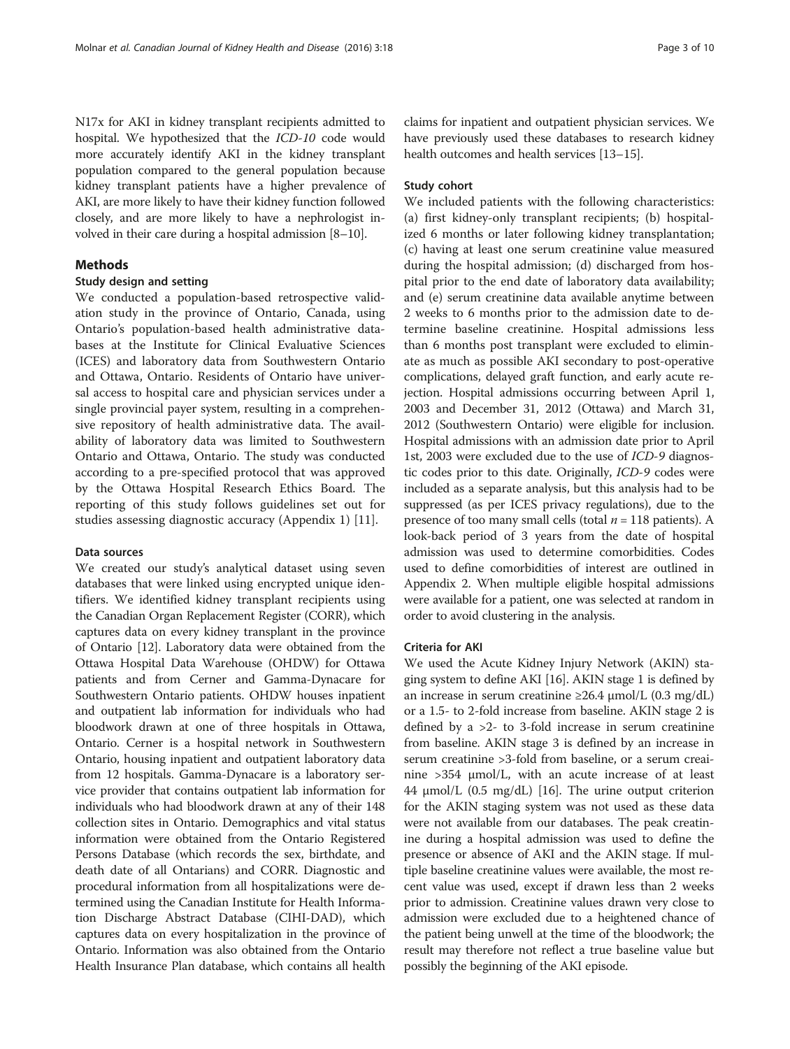N17x for AKI in kidney transplant recipients admitted to hospital. We hypothesized that the *ICD-10* code would more accurately identify AKI in the kidney transplant population compared to the general population because kidney transplant patients have a higher prevalence of AKI, are more likely to have their kidney function followed closely, and are more likely to have a nephrologist involved in their care during a hospital admission [8–10].

## Methods

### Study design and setting

We conducted a population-based retrospective validation study in the province of Ontario, Canada, using Ontario's population-based health administrative databases at the Institute for Clinical Evaluative Sciences (ICES) and laboratory data from Southwestern Ontario and Ottawa, Ontario. Residents of Ontario have universal access to hospital care and physician services under a single provincial payer system, resulting in a comprehensive repository of health administrative data. The availability of laboratory data was limited to Southwestern Ontario and Ottawa, Ontario. The study was conducted according to a pre-specified protocol that was approved by the Ottawa Hospital Research Ethics Board. The reporting of this study follows guidelines set out for studies assessing diagnostic accuracy (Appendix 1) [11].

### Data sources

We created our study's analytical dataset using seven databases that were linked using encrypted unique identifiers. We identified kidney transplant recipients using the Canadian Organ Replacement Register (CORR), which captures data on every kidney transplant in the province of Ontario [12]. Laboratory data were obtained from the Ottawa Hospital Data Warehouse (OHDW) for Ottawa patients and from Cerner and Gamma-Dynacare for Southwestern Ontario patients. OHDW houses inpatient and outpatient lab information for individuals who had bloodwork drawn at one of three hospitals in Ottawa, Ontario. Cerner is a hospital network in Southwestern Ontario, housing inpatient and outpatient laboratory data from 12 hospitals. Gamma-Dynacare is a laboratory service provider that contains outpatient lab information for individuals who had bloodwork drawn at any of their 148 collection sites in Ontario. Demographics and vital status information were obtained from the Ontario Registered Persons Database (which records the sex, birthdate, and death date of all Ontarians) and CORR. Diagnostic and procedural information from all hospitalizations were determined using the Canadian Institute for Health Information Discharge Abstract Database (CIHI-DAD), which captures data on every hospitalization in the province of Ontario. Information was also obtained from the Ontario Health Insurance Plan database, which contains all health claims for inpatient and outpatient physician services. We have previously used these databases to research kidney health outcomes and health services [13–15].

### Study cohort

We included patients with the following characteristics: (a) first kidney-only transplant recipients; (b) hospitalized 6 months or later following kidney transplantation; (c) having at least one serum creatinine value measured during the hospital admission; (d) discharged from hospital prior to the end date of laboratory data availability; and (e) serum creatinine data available anytime between 2 weeks to 6 months prior to the admission date to determine baseline creatinine. Hospital admissions less than 6 months post transplant were excluded to eliminate as much as possible AKI secondary to post-operative complications, delayed graft function, and early acute rejection. Hospital admissions occurring between April 1, 2003 and December 31, 2012 (Ottawa) and March 31, 2012 (Southwestern Ontario) were eligible for inclusion. Hospital admissions with an admission date prior to April 1st, 2003 were excluded due to the use of *ICD-9* diagnostic codes prior to this date. Originally, *ICD-9* codes were included as a separate analysis, but this analysis had to be suppressed (as per ICES privacy regulations), due to the presence of too many small cells (total $n = 118$ patients). A look-back period of 3 years from the date of hospital admission was used to determine comorbidities. Codes used to define comorbidities of interest are outlined in Appendix 2. When multiple eligible hospital admissions were available for a patient, one was selected at random in order to avoid clustering in the analysis.

### Criteria for AKI

We used the Acute Kidney Injury Network (AKIN) staging system to define AKI [16]. AKIN stage 1 is defined by an increase in serum creatinine ≥26.4 μmol/L (0.3 mg/dL) or a 1.5- to 2-fold increase from baseline. AKIN stage 2 is defined by a >2- to 3-fold increase in serum creatinine from baseline. AKIN stage 3 is defined by an increase in serum creatinine >3-fold from baseline, or a serum creainine >354 μmol/L, with an acute increase of at least 44 μmol/L (0.5 mg/dL) [16]. The urine output criterion for the AKIN staging system was not used as these data were not available from our databases. The peak creatinine during a hospital admission was used to define the presence or absence of AKI and the AKIN stage. If multiple baseline creatinine values were available, the most recent value was used, except if drawn less than 2 weeks prior to admission. Creatinine values drawn very close to admission were excluded due to a heightened chance of the patient being unwell at the time of the bloodwork; the result may therefore not reflect a true baseline value but possibly the beginning of the AKI episode.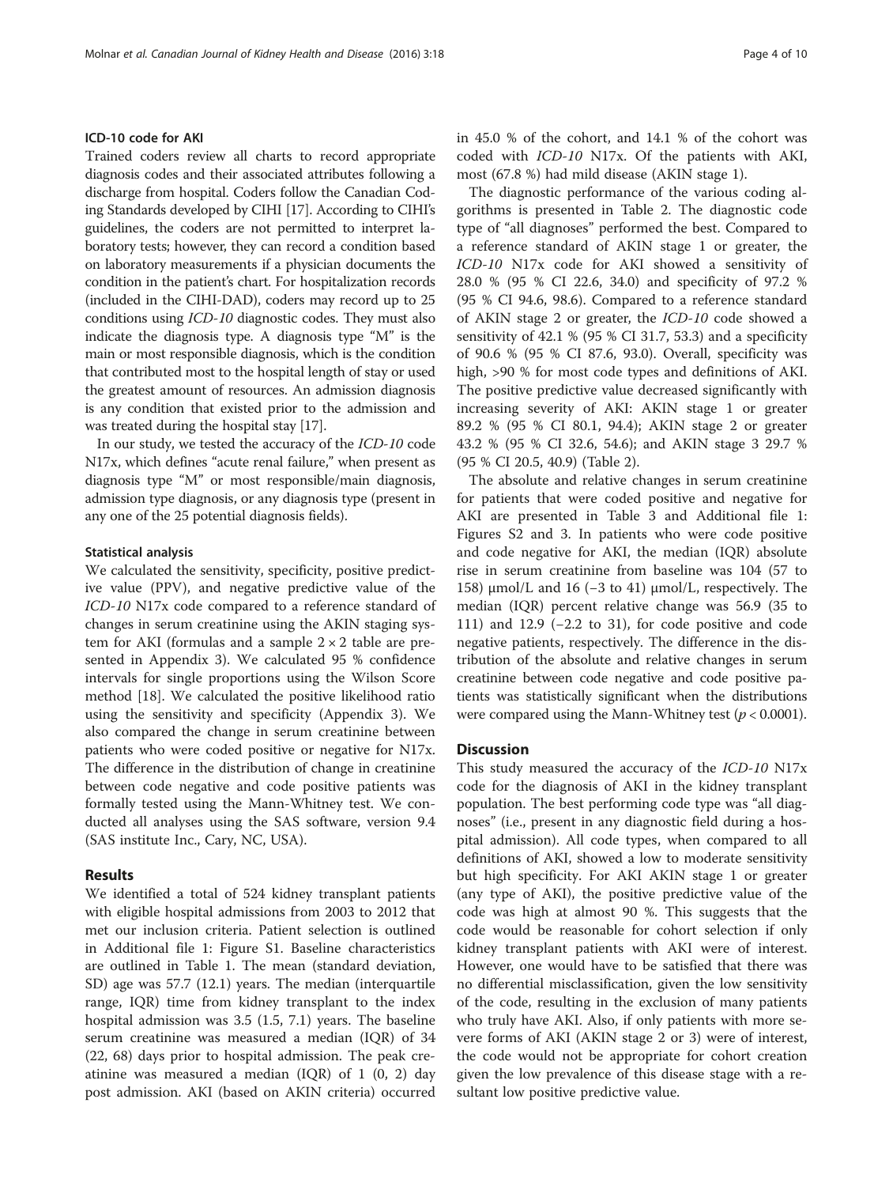#### ICD-10 code for AKI

Trained coders review all charts to record appropriate diagnosis codes and their associated attributes following a discharge from hospital. Coders follow the Canadian Coding Standards developed by CIHI [17]. According to CIHI's guidelines, the coders are not permitted to interpret laboratory tests; however, they can record a condition based on laboratory measurements if a physician documents the condition in the patient's chart. For hospitalization records (included in the CIHI-DAD), coders may record up to 25 conditions using *ICD-10* diagnostic codes. They must also indicate the diagnosis type. A diagnosis type "M" is the main or most responsible diagnosis, which is the condition that contributed most to the hospital length of stay or used the greatest amount of resources. An admission diagnosis is any condition that existed prior to the admission and was treated during the hospital stay [17].

In our study, we tested the accuracy of the *ICD-10* code N17x, which defines "acute renal failure," when present as diagnosis type "M" or most responsible/main diagnosis, admission type diagnosis, or any diagnosis type (present in any one of the 25 potential diagnosis fields).

#### Statistical analysis

We calculated the sensitivity, specificity, positive predictive value (PPV), and negative predictive value of the *ICD-10* N17x code compared to a reference standard of changes in serum creatinine using the AKIN staging system for AKI (formulas and a sample 2 × 2 table are presented in Appendix 3). We calculated 95 % confidence intervals for single proportions using the Wilson Score method [18]. We calculated the positive likelihood ratio using the sensitivity and specificity (Appendix 3). We also compared the change in serum creatinine between patients who were coded positive or negative for N17x. The difference in the distribution of change in creatinine between code negative and code positive patients was formally tested using the Mann-Whitney test. We conducted all analyses using the SAS software, version 9.4 (SAS institute Inc., Cary, NC, USA).

## Results

We identified a total of 524 kidney transplant patients with eligible hospital admissions from 2003 to 2012 that met our inclusion criteria. Patient selection is outlined in Additional file 1: Figure S1. Baseline characteristics are outlined in Table 1. The mean (standard deviation, SD) age was 57.7 (12.1) years. The median (interquartile range, IQR) time from kidney transplant to the index hospital admission was 3.5 (1.5, 7.1) years. The baseline serum creatinine was measured a median (IQR) of 34 (22, 68) days prior to hospital admission. The peak creatinine was measured a median (IQR) of 1 (0, 2) day post admission. AKI (based on AKIN criteria) occurred in 45.0 % of the cohort, and 14.1 % of the cohort was coded with *ICD-10* N17x. Of the patients with AKI, most (67.8 %) had mild disease (AKIN stage 1).

The diagnostic performance of the various coding algorithms is presented in Table 2. The diagnostic code type of "all diagnoses" performed the best. Compared to a reference standard of AKIN stage 1 or greater, the *ICD-10* N17x code for AKI showed a sensitivity of 28.0 % (95 % CI 22.6, 34.0) and specificity of 97.2 % (95 % CI 94.6, 98.6). Compared to a reference standard of AKIN stage 2 or greater, the *ICD-10* code showed a sensitivity of 42.1 % (95 % CI 31.7, 53.3) and a specificity of 90.6 % (95 % CI 87.6, 93.0). Overall, specificity was high, >90 % for most code types and definitions of AKI. The positive predictive value decreased significantly with increasing severity of AKI: AKIN stage 1 or greater 89.2 % (95 % CI 80.1, 94.4); AKIN stage 2 or greater 43.2 % (95 % CI 32.6, 54.6); and AKIN stage 3 29.7 % (95 % CI 20.5, 40.9) (Table 2).

The absolute and relative changes in serum creatinine for patients that were coded positive and negative for AKI are presented in Table 3 and Additional file 1: Figures S2 and 3. In patients who were code positive and code negative for AKI, the median (IQR) absolute rise in serum creatinine from baseline was 104 (57 to 158) μmol/L and 16 (−3 to 41) μmol/L, respectively. The median (IQR) percent relative change was 56.9 (35 to 111) and 12.9 (−2.2 to 31), for code positive and code negative patients, respectively. The difference in the distribution of the absolute and relative changes in serum creatinine between code negative and code positive patients was statistically significant when the distributions were compared using the Mann-Whitney test ($p < 0.0001$).

## Discussion

This study measured the accuracy of the *ICD-10* N17x code for the diagnosis of AKI in the kidney transplant population. The best performing code type was "all diagnoses" (i.e., present in any diagnostic field during a hospital admission). All code types, when compared to all definitions of AKI, showed a low to moderate sensitivity but high specificity. For AKI AKIN stage 1 or greater (any type of AKI), the positive predictive value of the code was high at almost 90 %. This suggests that the code would be reasonable for cohort selection if only kidney transplant patients with AKI were of interest. However, one would have to be satisfied that there was no differential misclassification, given the low sensitivity of the code, resulting in the exclusion of many patients who truly have AKI. Also, if only patients with more severe forms of AKI (AKIN stage 2 or 3) were of interest, the code would not be appropriate for cohort creation given the low prevalence of this disease stage with a resultant low positive predictive value.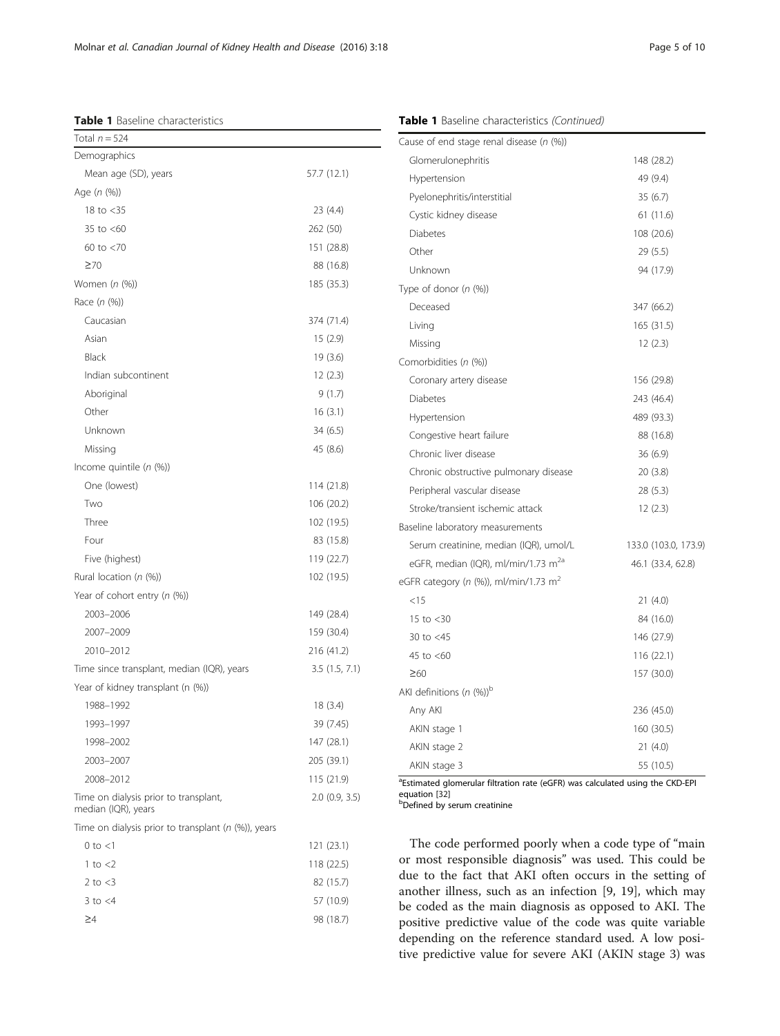**Table 1** Baseline characteristics

| Total $n = 524$ | |
|---|---|
| Demographics | |
| Mean age (SD), years | 57.7 (12.1) |
| Age (*n* (%)) | |
| 18 to <35 | 23 (4.4) |
| 35 to <60 | 262 (50) |
| 60 to <70 | 151 (28.8) |
| ≥70 | 88 (16.8) |
| Women (*n* (%)) | 185 (35.3) |
| Race (*n* (%)) | |
| Caucasian | 374 (71.4) |
| Asian | 15 (2.9) |
| Black | 19 (3.6) |
| Indian subcontinent | 12 (2.3) |
| Aboriginal | 9 (1.7) |
| Other | 16 (3.1) |
| Unknown | 34 (6.5) |
| Missing | 45 (8.6) |
| Income quintile (*n* (%)) | |
| One (lowest) | 114 (21.8) |
| Two | 106 (20.2) |
| Three | 102 (19.5) |
| Four | 83 (15.8) |
| Five (highest) | 119 (22.7) |
| Rural location (*n* (%)) | 102 (19.5) |
| Year of cohort entry (*n* (%)) | |
| 2003–2006 | 149 (28.4) |
| 2007–2009 | 159 (30.4) |
| 2010–2012 | 216 (41.2) |
| Time since transplant, median (IQR), years | 3.5 (1.5, 7.1) |
| Year of kidney transplant (n (%)) | |
| 1988–1992 | 18 (3.4) |
| 1993–1997 | 39 (7.45) |
| 1998–2002 | 147 (28.1) |
| 2003–2007 | 205 (39.1) |
| 2008–2012 | 115 (21.9) |
| Time on dialysis prior to transplant, median (IQR), years | 2.0 (0.9, 3.5) |
| Time on dialysis prior to transplant (*n* (%)), years | |
| 0 to <1 | 121 (23.1) |
| 1 to <2 | 118 (22.5) |
| 2 to <3 | 82 (15.7) |
| 3 to <4 | 57 (10.9) |
| ≥4 | 98 (18.7) |
| Cause of end stage renal disease (*n* (%)) | |
| Glomerulonephritis | 148 (28.2) |
| Hypertension | 49 (9.4) |
| Pyelonephritis/interstitial | 35 (6.7) |
| Cystic kidney disease | 61 (11.6) |
| Diabetes | 108 (20.6) |
| Other | 29 (5.5) |
| Unknown | 94 (17.9) |
| Type of donor (*n* (%)) | |
| Deceased | 347 (66.2) |
| Living | 165 (31.5) |
| Missing | 12 (2.3) |
| Comorbidities (*n* (%)) | |
| Coronary artery disease | 156 (29.8) |
| Diabetes | 243 (46.4) |
| Hypertension | 489 (93.3) |
| Congestive heart failure | 88 (16.8) |
| Chronic liver disease | 36 (6.9) |
| Chronic obstructive pulmonary disease | 20 (3.8) |
| Peripheral vascular disease | 28 (5.3) |
| Stroke/transient ischemic attack | 12 (2.3) |
| Baseline laboratory measurements | |
| Serum creatinine, median (IQR), umol/L | 133.0 (103.0, 173.9) |
| eGFR, median (IQR), ml/min/1.73 $m^2$ [a] | 46.1 (33.4, 62.8) |
| eGFR category (*n* (%)), ml/min/1.73 $m^2$ | |
| <15 | 21 (4.0) |
| 15 to <30 | 84 (16.0) |
| 30 to <45 | 146 (27.9) |
| 45 to <60 | 116 (22.1) |
| ≥60 | 157 (30.0) |
| AKI definitions (*n* (%))[b] | |
| Any AKI | 236 (45.0) |
| AKIN stage 1 | 160 (30.5) |
| AKIN stage 2 | 21 (4.0) |
| AKIN stage 3 | 55 (10.5) |

[a]Estimated glomerular filtration rate (eGFR) was calculated using the CKD-EPI equation [32]
[b]Defined by serum creatinine

The code performed poorly when a code type of "main or most responsible diagnosis" was used. This could be due to the fact that AKI often occurs in the setting of another illness, such as an infection [9, 19], which may be coded as the main diagnosis as opposed to AKI. The positive predictive value of the code was quite variable depending on the reference standard used. A low positive predictive value for severe AKI (AKIN stage 3) was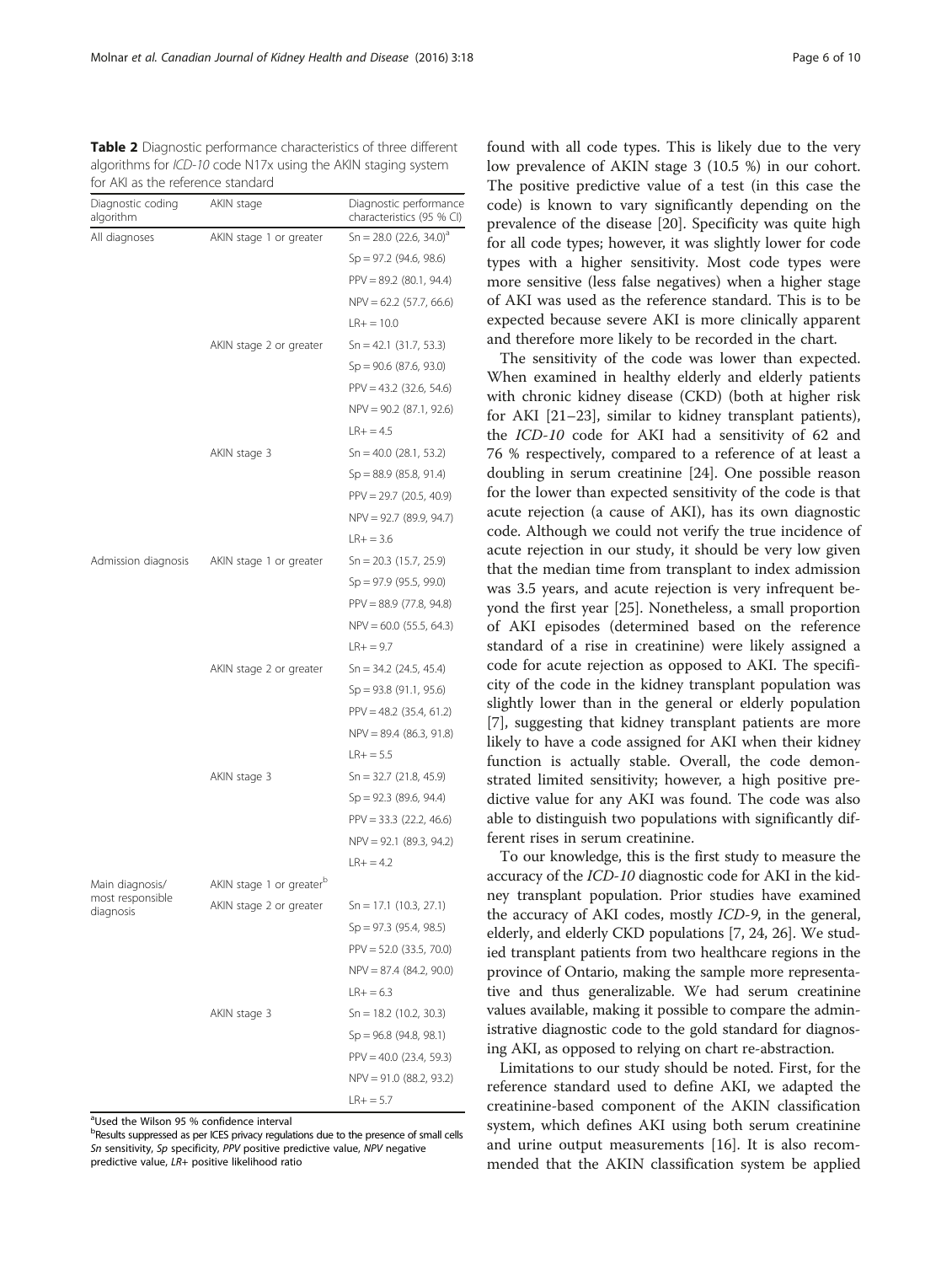**Table 2** Diagnostic performance characteristics of three different algorithms for *ICD-10* code N17x using the AKIN staging system for AKI as the reference standard

| Diagnostic coding algorithm | AKIN stage | Diagnostic performance characteristics (95 % CI) |
|---|---|---|
| All diagnoses | AKIN stage 1 or greater | Sn = 28.0 (22.6, 34.0)[a] |
| | | Sp = 97.2 (94.6, 98.6) |
| | | PPV = 89.2 (80.1, 94.4) |
| | | NPV = 62.2 (57.7, 66.6) |
| | | LR+ = 10.0 |
| | AKIN stage 2 or greater | Sn = 42.1 (31.7, 53.3) |
| | | Sp = 90.6 (87.6, 93.0) |
| | | PPV = 43.2 (32.6, 54.6) |
| | | NPV = 90.2 (87.1, 92.6) |
| | | LR+ = 4.5 |
| | AKIN stage 3 | Sn = 40.0 (28.1, 53.2) |
| | | Sp = 88.9 (85.8, 91.4) |
| | | PPV = 29.7 (20.5, 40.9) |
| | | NPV = 92.7 (89.9, 94.7) |
| | | LR+ = 3.6 |
| Admission diagnosis | AKIN stage 1 or greater | Sn = 20.3 (15.7, 25.9) |
| | | Sp = 97.9 (95.5, 99.0) |
| | | PPV = 88.9 (77.8, 94.8) |
| | | NPV = 60.0 (55.5, 64.3) |
| | | LR+ = 9.7 |
| | AKIN stage 2 or greater | Sn = 34.2 (24.5, 45.4) |
| | | Sp = 93.8 (91.1, 95.6) |
| | | PPV = 48.2 (35.4, 61.2) |
| | | NPV = 89.4 (86.3, 91.8) |
| | | LR+ = 5.5 |
| | AKIN stage 3 | Sn = 32.7 (21.8, 45.9) |
| | | Sp = 92.3 (89.6, 94.4) |
| | | PPV = 33.3 (22.2, 46.6) |
| | | NPV = 92.1 (89.3, 94.2) |
| | | LR+ = 4.2 |
| Main diagnosis/ most responsible diagnosis | AKIN stage 1 or greater[b] | |
| | AKIN stage 2 or greater | Sn = 17.1 (10.3, 27.1) |
| | | Sp = 97.3 (95.4, 98.5) |
| | | PPV = 52.0 (33.5, 70.0) |
| | | NPV = 87.4 (84.2, 90.0) |
| | | LR+ = 6.3 |
| | AKIN stage 3 | Sn = 18.2 (10.2, 30.3) |
| | | Sp = 96.8 (94.8, 98.1) |
| | | PPV = 40.0 (23.4, 59.3) |
| | | NPV = 91.0 (88.2, 93.2) |
| | | LR+ = 5.7 |

[a]Used the Wilson 95 % confidence interval
[b]Results suppressed as per ICES privacy regulations due to the presence of small cells
*Sn* sensitivity, *Sp* specificity, *PPV* positive predictive value, *NPV* negative predictive value, *LR+* positive likelihood ratio

found with all code types. This is likely due to the very low prevalence of AKIN stage 3 (10.5 %) in our cohort. The positive predictive value of a test (in this case the code) is known to vary significantly depending on the prevalence of the disease [20]. Specificity was quite high for all code types; however, it was slightly lower for code types with a higher sensitivity. Most code types were more sensitive (less false negatives) when a higher stage of AKI was used as the reference standard. This is to be expected because severe AKI is more clinically apparent and therefore more likely to be recorded in the chart.

The sensitivity of the code was lower than expected. When examined in healthy elderly and elderly patients with chronic kidney disease (CKD) (both at higher risk for AKI [21–23], similar to kidney transplant patients), the *ICD-10* code for AKI had a sensitivity of 62 and 76 % respectively, compared to a reference of at least a doubling in serum creatinine [24]. One possible reason for the lower than expected sensitivity of the code is that acute rejection (a cause of AKI), has its own diagnostic code. Although we could not verify the true incidence of acute rejection in our study, it should be very low given that the median time from transplant to index admission was 3.5 years, and acute rejection is very infrequent beyond the first year [25]. Nonetheless, a small proportion of AKI episodes (determined based on the reference standard of a rise in creatinine) were likely assigned a code for acute rejection as opposed to AKI. The specificity of the code in the kidney transplant population was slightly lower than in the general or elderly population [7], suggesting that kidney transplant patients are more likely to have a code assigned for AKI when their kidney function is actually stable. Overall, the code demonstrated limited sensitivity; however, a high positive predictive value for any AKI was found. The code was also able to distinguish two populations with significantly different rises in serum creatinine.

To our knowledge, this is the first study to measure the accuracy of the *ICD-10* diagnostic code for AKI in the kidney transplant population. Prior studies have examined the accuracy of AKI codes, mostly *ICD-9*, in the general, elderly, and elderly CKD populations [7, 24, 26]. We studied transplant patients from two healthcare regions in the province of Ontario, making the sample more representative and thus generalizable. We had serum creatinine values available, making it possible to compare the administrative diagnostic code to the gold standard for diagnosing AKI, as opposed to relying on chart re-abstraction.

Limitations to our study should be noted. First, for the reference standard used to define AKI, we adapted the creatinine-based component of the AKIN classification system, which defines AKI using both serum creatinine and urine output measurements [16]. It is also recommended that the AKIN classification system be applied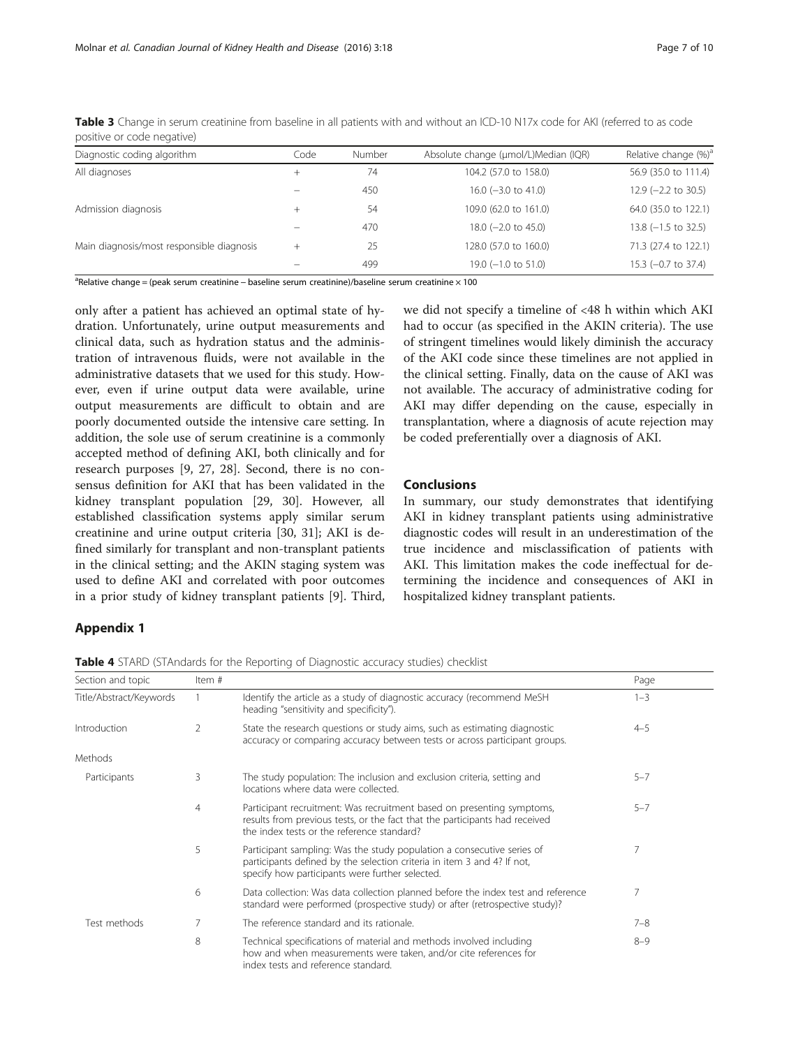**Table 3** Change in serum creatinine from baseline in all patients with and without an ICD-10 N17x code for AKI (referred to as code positive or code negative)

| Diagnostic coding algorithm | Code | Number | Absolute change (μmol/L)Median (IQR) | Relative change (%)[a] |
|---|---|---|---|---|
| All diagnoses | + | 74 | 104.2 (57.0 to 158.0) | 56.9 (35.0 to 111.4) |
| | − | 450 | 16.0 (−3.0 to 41.0) | 12.9 (−2.2 to 30.5) |
| Admission diagnosis | + | 54 | 109.0 (62.0 to 161.0) | 64.0 (35.0 to 122.1) |
| | − | 470 | 18.0 (−2.0 to 45.0) | 13.8 (−1.5 to 32.5) |
| Main diagnosis/most responsible diagnosis | + | 25 | 128.0 (57.0 to 160.0) | 71.3 (27.4 to 122.1) |
| | − | 499 | 19.0 (−1.0 to 51.0) | 15.3 (−0.7 to 37.4) |

[a]Relative change = (peak serum creatinine – baseline serum creatinine)/baseline serum creatinine × 100

only after a patient has achieved an optimal state of hydration. Unfortunately, urine output measurements and clinical data, such as hydration status and the administration of intravenous fluids, were not available in the administrative datasets that we used for this study. However, even if urine output data were available, urine output measurements are difficult to obtain and are poorly documented outside the intensive care setting. In addition, the sole use of serum creatinine is a commonly accepted method of defining AKI, both clinically and for research purposes [9, 27, 28]. Second, there is no consensus definition for AKI that has been validated in the kidney transplant population [29, 30]. However, all established classification systems apply similar serum creatinine and urine output criteria [30, 31]; AKI is defined similarly for transplant and non-transplant patients in the clinical setting; and the AKIN staging system was used to define AKI and correlated with poor outcomes in a prior study of kidney transplant patients [9]. Third, we did not specify a timeline of <48 h within which AKI had to occur (as specified in the AKIN criteria). The use of stringent timelines would likely diminish the accuracy of the AKI code since these timelines are not applied in the clinical setting. Finally, data on the cause of AKI was not available. The accuracy of administrative coding for AKI may differ depending on the cause, especially in transplantation, where a diagnosis of acute rejection may be coded preferentially over a diagnosis of AKI.

## Conclusions

In summary, our study demonstrates that identifying AKI in kidney transplant patients using administrative diagnostic codes will result in an underestimation of the true incidence and misclassification of patients with AKI. This limitation makes the code ineffectual for determining the incidence and consequences of AKI in hospitalized kidney transplant patients.

## Appendix 1

**Table 4** STARD (STAndards for the Reporting of Diagnostic accuracy studies) checklist

| Section and topic | Item # | | Page |
|---|---|---|---|
| Title/Abstract/Keywords | 1 | Identify the article as a study of diagnostic accuracy (recommend MeSH heading "sensitivity and specificity"). | 1–3 |
| Introduction | 2 | State the research questions or study aims, such as estimating diagnostic accuracy or comparing accuracy between tests or across participant groups. | 4–5 |
| Methods | | | |
| Participants | 3 | The study population: The inclusion and exclusion criteria, setting and locations where data were collected. | 5–7 |
| | 4 | Participant recruitment: Was recruitment based on presenting symptoms, results from previous tests, or the fact that the participants had received the index tests or the reference standard? | 5–7 |
| | 5 | Participant sampling: Was the study population a consecutive series of participants defined by the selection criteria in item 3 and 4? If not, specify how participants were further selected. | 7 |
| | 6 | Data collection: Was data collection planned before the index test and reference standard were performed (prospective study) or after (retrospective study)? | 7 |
| Test methods | 7 | The reference standard and its rationale. | 7–8 |
| | 8 | Technical specifications of material and methods involved including how and when measurements were taken, and/or cite references for index tests and reference standard. | 8–9 |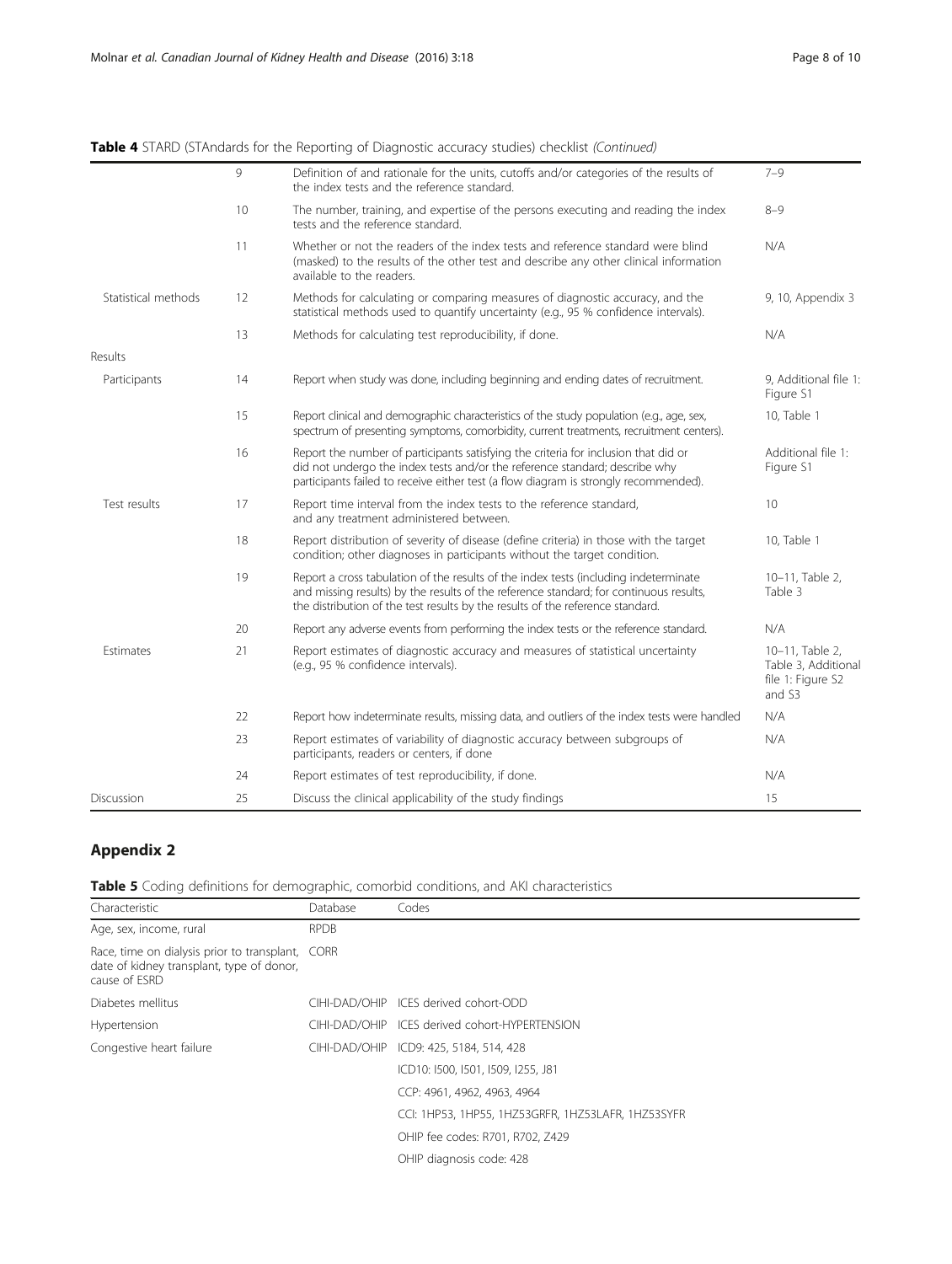**Table 4** STARD (STAndards for the Reporting of Diagnostic accuracy studies) checklist *(Continued)*

| | | | |
|---|---|---|---|
| | 9 | Definition of and rationale for the units, cutoffs and/or categories of the results of the index tests and the reference standard. | 7–9 |
| | 10 | The number, training, and expertise of the persons executing and reading the index tests and the reference standard. | 8–9 |
| | 11 | Whether or not the readers of the index tests and reference standard were blind (masked) to the results of the other test and describe any other clinical information available to the readers. | N/A |
| Statistical methods | 12 | Methods for calculating or comparing measures of diagnostic accuracy, and the statistical methods used to quantify uncertainty (e.g., 95 % confidence intervals). | 9, 10, Appendix 3 |
| | 13 | Methods for calculating test reproducibility, if done. | N/A |
| Results | | | |
| Participants | 14 | Report when study was done, including beginning and ending dates of recruitment. | 9, Additional file 1: Figure S1 |
| | 15 | Report clinical and demographic characteristics of the study population (e.g., age, sex, spectrum of presenting symptoms, comorbidity, current treatments, recruitment centers). | 10, Table 1 |
| | 16 | Report the number of participants satisfying the criteria for inclusion that did or did not undergo the index tests and/or the reference standard; describe why participants failed to receive either test (a flow diagram is strongly recommended). | Additional file 1: Figure S1 |
| Test results | 17 | Report time interval from the index tests to the reference standard, and any treatment administered between. | 10 |
| | 18 | Report distribution of severity of disease (define criteria) in those with the target condition; other diagnoses in participants without the target condition. | 10, Table 1 |
| | 19 | Report a cross tabulation of the results of the index tests (including indeterminate and missing results) by the results of the reference standard; for continuous results, the distribution of the test results by the results of the reference standard. | 10–11, Table 2, Table 3 |
| | 20 | Report any adverse events from performing the index tests or the reference standard. | N/A |
| Estimates | 21 | Report estimates of diagnostic accuracy and measures of statistical uncertainty (e.g., 95 % confidence intervals). | 10–11, Table 2, Table 3, Additional file 1: Figure S2 and S3 |
| | 22 | Report how indeterminate results, missing data, and outliers of the index tests were handled | N/A |
| | 23 | Report estimates of variability of diagnostic accuracy between subgroups of participants, readers or centers, if done | N/A |
| | 24 | Report estimates of test reproducibility, if done. | N/A |
| Discussion | 25 | Discuss the clinical applicability of the study findings | 15 |

## Appendix 2

**Table 5** Coding definitions for demographic, comorbid conditions, and AKI characteristics

| Characteristic | Database | Codes |
|---|---|---|
| Age, sex, income, rural | RPDB | |
| Race, time on dialysis prior to transplant, date of kidney transplant, type of donor, cause of ESRD | CORR | |
| Diabetes mellitus | CIHI-DAD/OHIP | ICES derived cohort-ODD |
| Hypertension | CIHI-DAD/OHIP | ICES derived cohort-HYPERTENSION |
| Congestive heart failure | CIHI-DAD/OHIP | ICD9: 425, 5184, 514, 428 |
| | | ICD10: I500, I501, I509, I255, J81 |
| | | CCP: 4961, 4962, 4963, 4964 |
| | | CCI: 1HP53, 1HP55, 1HZ53GRFR, 1HZ53LAFR, 1HZ53SYFR |
| | | OHIP fee codes: R701, R702, Z429 |
| | | OHIP diagnosis code: 428 |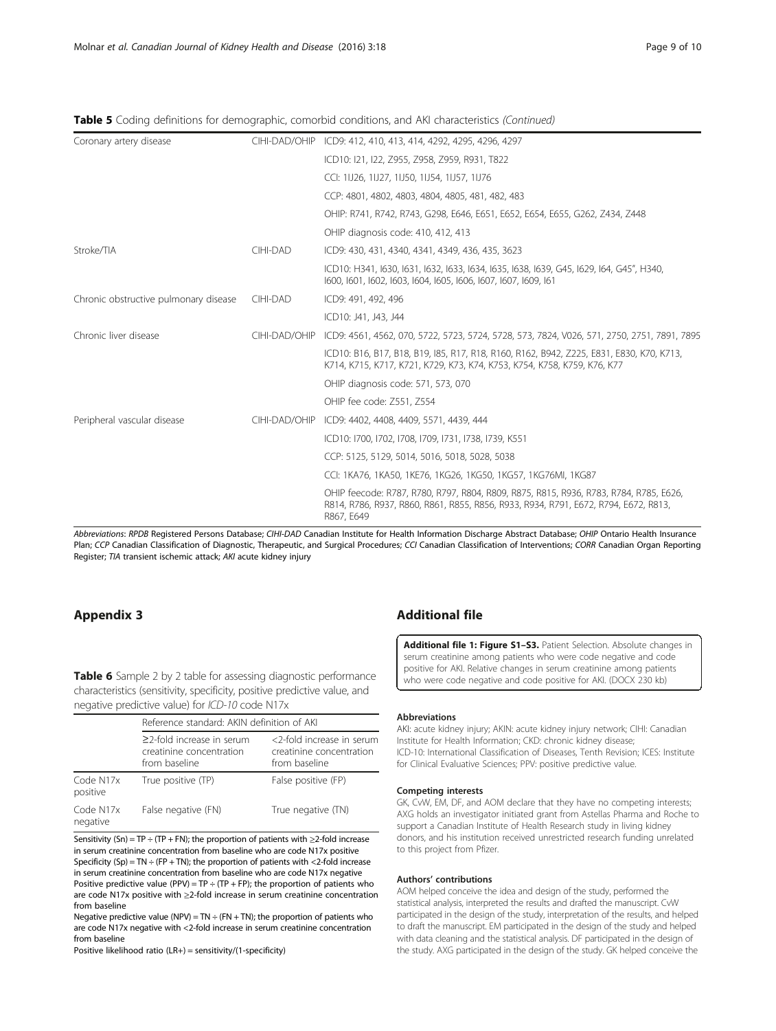**Table 5** Coding definitions for demographic, comorbid conditions, and AKI characteristics *(Continued)*

| | | |
|---|---|---|
| Coronary artery disease | CIHI-DAD/OHIP | ICD9: 412, 410, 413, 414, 4292, 4295, 4296, 4297 |
| | | ICD10: I21, I22, Z955, Z958, Z959, R931, T822 |
| | | CCI: 1IJ26, 1IJ27, 1IJ50, 1IJ54, 1IJ57, 1IJ76 |
| | | CCP: 4801, 4802, 4803, 4804, 4805, 481, 482, 483 |
| | | OHIP: R741, R742, R743, G298, E646, E651, E652, E654, E655, G262, Z434, Z448 |
| | | OHIP diagnosis code: 410, 412, 413 |
| Stroke/TIA | CIHI-DAD | ICD9: 430, 431, 4340, 4341, 4349, 436, 435, 3623 |
| | | ICD10: H341, I630, I631, I632, I633, I634, I635, I638, I639, G45, I629, I64, G45", H340, I600, I601, I602, I603, I604, I605, I606, I607, I607, I609, I61 |
| Chronic obstructive pulmonary disease | CIHI-DAD | ICD9: 491, 492, 496 |
| | | ICD10: J41, J43, J44 |
| Chronic liver disease | CIHI-DAD/OHIP | ICD9: 4561, 4562, 070, 5722, 5723, 5724, 5728, 573, 7824, V026, 571, 2750, 2751, 7891, 7895 |
| | | ICD10: B16, B17, B18, B19, I85, R17, R18, R160, R162, B942, Z225, E831, E830, K70, K713, K714, K715, K717, K721, K729, K73, K74, K753, K754, K758, K759, K76, K77 |
| | | OHIP diagnosis code: 571, 573, 070 |
| | | OHIP fee code: Z551, Z554 |
| Peripheral vascular disease | CIHI-DAD/OHIP | ICD9: 4402, 4408, 4409, 5571, 4439, 444 |
| | | ICD10: I700, I702, I708, I709, I731, I738, I739, K551 |
| | | CCP: 5125, 5129, 5014, 5016, 5018, 5028, 5038 |
| | | CCI: 1KA76, 1KA50, 1KE76, 1KG26, 1KG50, 1KG57, 1KG76MI, 1KG87 |
| | | OHIP feecode: R787, R780, R797, R804, R809, R875, R815, R936, R783, R784, R785, E626, R814, R786, R937, R860, R861, R855, R856, R933, R934, R791, E672, R794, E672, R813, R867, E649 |

*Abbreviations*: *RPDB* Registered Persons Database; *CIHI-DAD* Canadian Institute for Health Information Discharge Abstract Database; *OHIP* Ontario Health Insurance Plan; *CCP* Canadian Classification of Diagnostic, Therapeutic, and Surgical Procedures; *CCI* Canadian Classification of Interventions; *CORR* Canadian Organ Reporting Register; *TIA* transient ischemic attack; *AKI* acute kidney injury

## Appendix 3

**Table 6** Sample 2 by 2 table for assessing diagnostic performance characteristics (sensitivity, specificity, positive predictive value, and negative predictive value) for *ICD-10* code N17x

| | Reference standard: AKIN definition of AKI | |
|---|---|---|
| | ≥2-fold increase in serum creatinine concentration from baseline | <2-fold increase in serum creatinine concentration from baseline |
| Code N17x positive | True positive (TP) | False positive (FP) |
| Code N17x negative | False negative (FN) | True negative (TN) |

Sensitivity (Sn) = TP ÷ (TP + FN); the proportion of patients with ≥2-fold increase in serum creatinine concentration from baseline who are code N17x positive
Specificity (Sp) = TN ÷ (FP + TN); the proportion of patients with <2-fold increase in serum creatinine concentration from baseline who are code N17x negative
Positive predictive value (PPV) = TP ÷ (TP + FP); the proportion of patients who are code N17x positive with ≥2-fold increase in serum creatinine concentration from baseline
Negative predictive value (NPV) = TN ÷ (FN + TN); the proportion of patients who are code N17x negative with <2-fold increase in serum creatinine concentration from baseline
Positive likelihood ratio (LR+) = sensitivity/(1-specificity)

## Additional file

**Additional file 1: Figure S1–S3.** Patient Selection. Absolute changes in serum creatinine among patients who were code negative and code positive for AKI. Relative changes in serum creatinine among patients who were code negative and code positive for AKI. (DOCX 230 kb)

#### Abbreviations

AKI: acute kidney injury; AKIN: acute kidney injury network; CIHI: Canadian Institute for Health Information; CKD: chronic kidney disease; ICD-10: International Classification of Diseases, Tenth Revision; ICES: Institute for Clinical Evaluative Sciences; PPV: positive predictive value.

#### Competing interests

GK, CvW, EM, DF, and AOM declare that they have no competing interests; AXG holds an investigator initiated grant from Astellas Pharma and Roche to support a Canadian Institute of Health Research study in living kidney donors, and his institution received unrestricted research funding unrelated to this project from Pfizer.

#### Authors' contributions

AOM helped conceive the idea and design of the study, performed the statistical analysis, interpreted the results and drafted the manuscript. CvW participated in the design of the study, interpretation of the results, and helped to draft the manuscript. EM participated in the design of the study and helped with data cleaning and the statistical analysis. DF participated in the design of the study. AXG participated in the design of the study. GK helped conceive the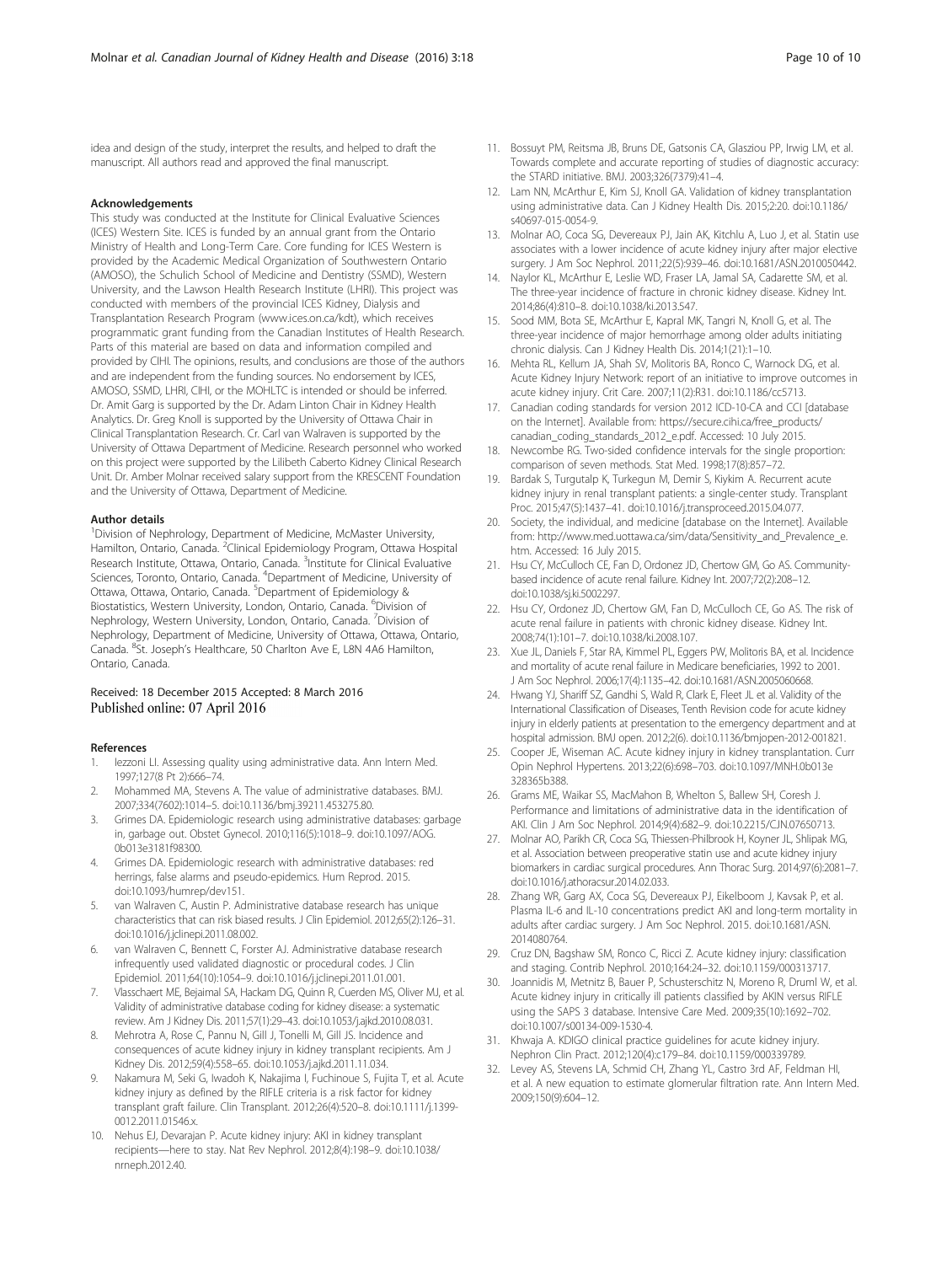idea and design of the study, interpret the results, and helped to draft the manuscript. All authors read and approved the final manuscript.

#### Acknowledgements

This study was conducted at the Institute for Clinical Evaluative Sciences (ICES) Western Site. ICES is funded by an annual grant from the Ontario Ministry of Health and Long-Term Care. Core funding for ICES Western is provided by the Academic Medical Organization of Southwestern Ontario (AMOSO), the Schulich School of Medicine and Dentistry (SSMD), Western University, and the Lawson Health Research Institute (LHRI). This project was conducted with members of the provincial ICES Kidney, Dialysis and Transplantation Research Program (www.ices.on.ca/kdt), which receives programmatic grant funding from the Canadian Institutes of Health Research. Parts of this material are based on data and information compiled and provided by CIHI. The opinions, results, and conclusions are those of the authors and are independent from the funding sources. No endorsement by ICES, AMOSO, SSMD, LHRI, CIHI, or the MOHLTC is intended or should be inferred. Dr. Amit Garg is supported by the Dr. Adam Linton Chair in Kidney Health Analytics. Dr. Greg Knoll is supported by the University of Ottawa Chair in Clinical Transplantation Research. Cr. Carl van Walraven is supported by the University of Ottawa Department of Medicine. Research personnel who worked on this project were supported by the Lilibeth Caberto Kidney Clinical Research Unit. Dr. Amber Molnar received salary support from the KRESCENT Foundation and the University of Ottawa, Department of Medicine.

#### Author details

[1]Division of Nephrology, Department of Medicine, McMaster University, Hamilton, Ontario, Canada. [2]Clinical Epidemiology Program, Ottawa Hospital Research Institute, Ottawa, Ontario, Canada. [3]Institute for Clinical Evaluative Sciences, Toronto, Ontario, Canada. [4]Department of Medicine, University of Ottawa, Ottawa, Ontario, Canada. [5]Department of Epidemiology & Biostatistics, Western University, London, Ontario, Canada. [6]Division of Nephrology, Western University, London, Ontario, Canada. [7]Division of Nephrology, Department of Medicine, University of Ottawa, Ottawa, Ontario, Canada. [8]St. Joseph's Healthcare, 50 Charlton Ave E, L8N 4A6 Hamilton, Ontario, Canada.

Received: 18 December 2015 Accepted: 8 March 2016
Published online: 07 April 2016

#### References

1. Iezzoni LI. Assessing quality using administrative data. Ann Intern Med. 1997;127(8 Pt 2):666–74.
2. Mohammed MA, Stevens A. The value of administrative databases. BMJ. 2007;334(7602):1014–5. doi:10.1136/bmj.39211.453275.80.
3. Grimes DA. Epidemiologic research using administrative databases: garbage in, garbage out. Obstet Gynecol. 2010;116(5):1018–9. doi:10.1097/AOG.0b013e3181f98300.
4. Grimes DA. Epidemiologic research with administrative databases: red herrings, false alarms and pseudo-epidemics. Hum Reprod. 2015. doi:10.1093/humrep/dev151.
5. van Walraven C, Austin P. Administrative database research has unique characteristics that can risk biased results. J Clin Epidemiol. 2012;65(2):126–31. doi:10.1016/j.jclinepi.2011.08.002.
6. van Walraven C, Bennett C, Forster AJ. Administrative database research infrequently used validated diagnostic or procedural codes. J Clin Epidemiol. 2011;64(10):1054–9. doi:10.1016/j.jclinepi.2011.01.001.
7. Vlasschaert ME, Bejaimal SA, Hackam DG, Quinn R, Cuerden MS, Oliver MJ, et al. Validity of administrative database coding for kidney disease: a systematic review. Am J Kidney Dis. 2011;57(1):29–43. doi:10.1053/j.ajkd.2010.08.031.
8. Mehrotra A, Rose C, Pannu N, Gill J, Tonelli M, Gill JS. Incidence and consequences of acute kidney injury in kidney transplant recipients. Am J Kidney Dis. 2012;59(4):558–65. doi:10.1053/j.ajkd.2011.11.034.
9. Nakamura M, Seki G, Iwadoh K, Nakajima I, Fuchinoue S, Fujita T, et al. Acute kidney injury as defined by the RIFLE criteria is a risk factor for kidney transplant graft failure. Clin Transplant. 2012;26(4):520–8. doi:10.1111/j.1399-0012.2011.01546.x.
10. Nehus EJ, Devarajan P. Acute kidney injury: AKI in kidney transplant recipients—here to stay. Nat Rev Nephrol. 2012;8(4):198–9. doi:10.1038/nrneph.2012.40.
11. Bossuyt PM, Reitsma JB, Bruns DE, Gatsonis CA, Glasziou PP, Irwig LM, et al. Towards complete and accurate reporting of studies of diagnostic accuracy: the STARD initiative. BMJ. 2003;326(7379):41–4.
12. Lam NN, McArthur E, Kim SJ, Knoll GA. Validation of kidney transplantation using administrative data. Can J Kidney Health Dis. 2015;2:20. doi:10.1186/s40697-015-0054-9.
13. Molnar AO, Coca SG, Devereaux PJ, Jain AK, Kitchlu A, Luo J, et al. Statin use associates with a lower incidence of acute kidney injury after major elective surgery. J Am Soc Nephrol. 2011;22(5):939–46. doi:10.1681/ASN.2010050442.
14. Naylor KL, McArthur E, Leslie WD, Fraser LA, Jamal SA, Cadarette SM, et al. The three-year incidence of fracture in chronic kidney disease. Kidney Int. 2014;86(4):810–8. doi:10.1038/ki.2013.547.
15. Sood MM, Bota SE, McArthur E, Kapral MK, Tangri N, Knoll G, et al. The three-year incidence of major hemorrhage among older adults initiating chronic dialysis. Can J Kidney Health Dis. 2014;1(21):1–10.
16. Mehta RL, Kellum JA, Shah SV, Molitoris BA, Ronco C, Warnock DG, et al. Acute Kidney Injury Network: report of an initiative to improve outcomes in acute kidney injury. Crit Care. 2007;11(2):R31. doi:10.1186/cc5713.
17. Canadian coding standards for version 2012 ICD-10-CA and CCI [database on the Internet]. Available from: https://secure.cihi.ca/free_products/canadian_coding_standards_2012_e.pdf. Accessed: 10 July 2015.
18. Newcombe RG. Two-sided confidence intervals for the single proportion: comparison of seven methods. Stat Med. 1998;17(8):857–72.
19. Bardak S, Turgutalp K, Turkegun M, Demir S, Kiykim A. Recurrent acute kidney injury in renal transplant patients: a single-center study. Transplant Proc. 2015;47(5):1437–41. doi:10.1016/j.transproceed.2015.04.077.
20. Society, the individual, and medicine [database on the Internet]. Available from: http://www.med.uottawa.ca/sim/data/Sensitivity_and_Prevalence_e.htm. Accessed: 16 July 2015.
21. Hsu CY, McCulloch CE, Fan D, Ordonez JD, Chertow GM, Go AS. Community-based incidence of acute renal failure. Kidney Int. 2007;72(2):208–12. doi:10.1038/sj.ki.5002297.
22. Hsu CY, Ordonez JD, Chertow GM, Fan D, McCulloch CE, Go AS. The risk of acute renal failure in patients with chronic kidney disease. Kidney Int. 2008;74(1):101–7. doi:10.1038/ki.2008.107.
23. Xue JL, Daniels F, Star RA, Kimmel PL, Eggers PW, Molitoris BA, et al. Incidence and mortality of acute renal failure in Medicare beneficiaries, 1992 to 2001. J Am Soc Nephrol. 2006;17(4):1135–42. doi:10.1681/ASN.2005060668.
24. Hwang YJ, Shariff SZ, Gandhi S, Wald R, Clark E, Fleet JL et al. Validity of the International Classification of Diseases, Tenth Revision code for acute kidney injury in elderly patients at presentation to the emergency department and at hospital admission. BMJ open. 2012;2(6). doi:10.1136/bmjopen-2012-001821.
25. Cooper JE, Wiseman AC. Acute kidney injury in kidney transplantation. Curr Opin Nephrol Hypertens. 2013;22(6):698–703. doi:10.1097/MNH.0b013e328365b388.
26. Grams ME, Waikar SS, MacMahon B, Whelton S, Ballew SH, Coresh J. Performance and limitations of administrative data in the identification of AKI. Clin J Am Soc Nephrol. 2014;9(4):682–9. doi:10.2215/CJN.07650713.
27. Molnar AO, Parikh CR, Coca SG, Thiessen-Philbrook H, Koyner JL, Shlipak MG, et al. Association between preoperative statin use and acute kidney injury biomarkers in cardiac surgical procedures. Ann Thorac Surg. 2014;97(6):2081–7. doi:10.1016/j.athoracsur.2014.02.033.
28. Zhang WR, Garg AX, Coca SG, Devereaux PJ, Eikelboom J, Kavsak P, et al. Plasma IL-6 and IL-10 concentrations predict AKI and long-term mortality in adults after cardiac surgery. J Am Soc Nephrol. 2015. doi:10.1681/ASN.2014080764.
29. Cruz DN, Bagshaw SM, Ronco C, Ricci Z. Acute kidney injury: classification and staging. Contrib Nephrol. 2010;164:24–32. doi:10.1159/000313717.
30. Joannidis M, Metnitz B, Bauer P, Schusterschitz N, Moreno R, Druml W, et al. Acute kidney injury in critically ill patients classified by AKIN versus RIFLE using the SAPS 3 database. Intensive Care Med. 2009;35(10):1692–702. doi:10.1007/s00134-009-1530-4.
31. Khwaja A. KDIGO clinical practice guidelines for acute kidney injury. Nephron Clin Pract. 2012;120(4):c179–84. doi:10.1159/000339789.
32. Levey AS, Stevens LA, Schmid CH, Zhang YL, Castro 3rd AF, Feldman HI, et al. A new equation to estimate glomerular filtration rate. Ann Intern Med. 2009;150(9):604–12.